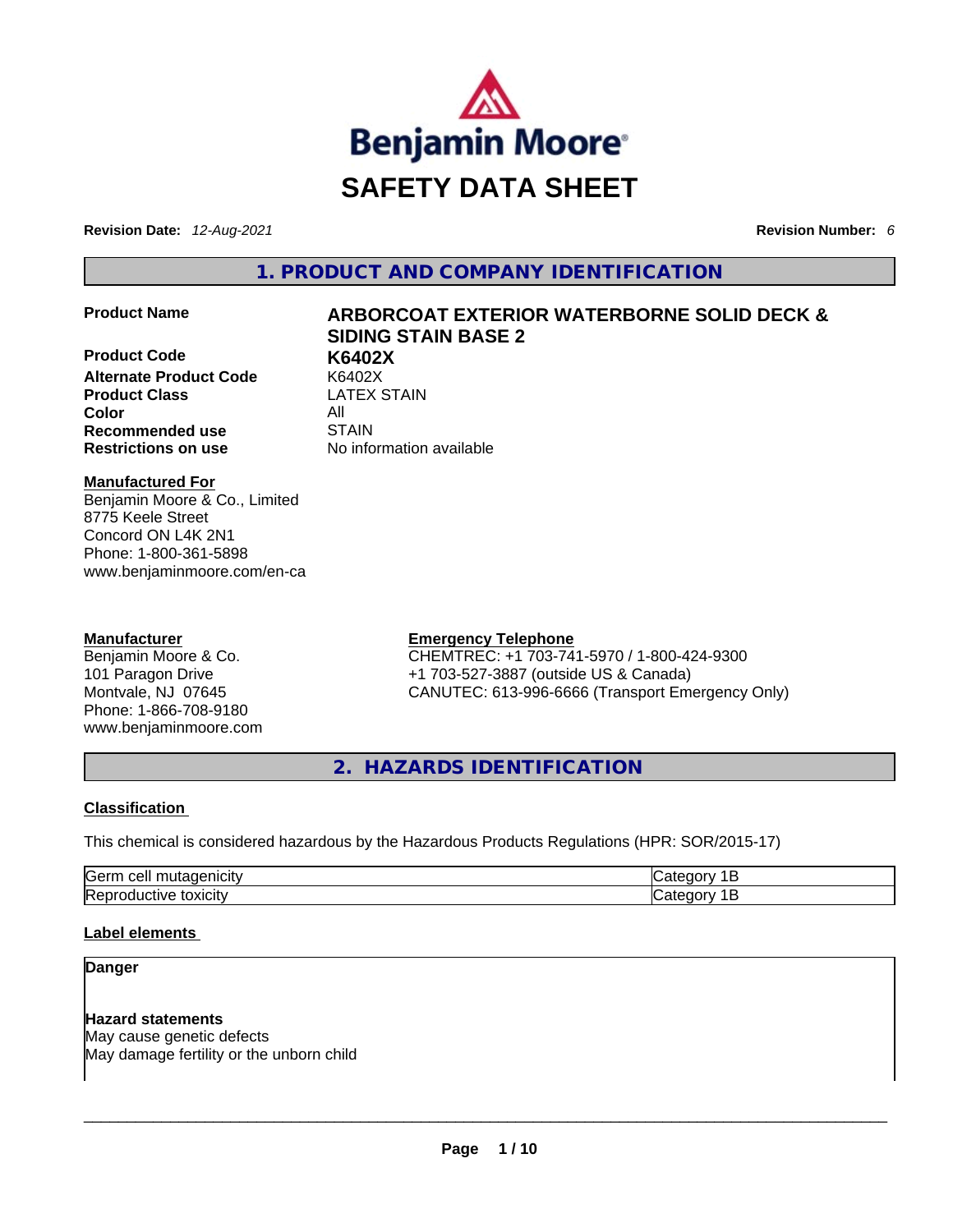Benjamin Moore®

# SAFETY DATA SHEET

**Revision Date:** *12-Aug-2021* **Revision Number:** *6*

## 1. PRODUCT AND COMPANY IDENTIFICATION

| | |
|---|---|
| **Product Name** | **ARBORCOAT EXTERIOR WATERBORNE SOLID DECK & SIDING STAIN BASE 2** |
| **Product Code** | **K6402X** |
| **Alternate Product Code** | K6402X |
| **Product Class** | LATEX STAIN |
| **Color** | All |
| **Recommended use** | STAIN |
| **Restrictions on use** | No information available |

**Manufactured For**
Benjamin Moore & Co., Limited
8775 Keele Street
Concord ON L4K 2N1
Phone: 1-800-361-5898
www.benjaminmoore.com/en-ca

**Manufacturer**
Benjamin Moore & Co.
101 Paragon Drive
Montvale, NJ 07645
Phone: 1-866-708-9180
www.benjaminmoore.com

**Emergency Telephone**
CHEMTREC: +1 703-741-5970 / 1-800-424-9300
+1 703-527-3887 (outside US & Canada)
CANUTEC: 613-996-6666 (Transport Emergency Only)

## 2. HAZARDS IDENTIFICATION

**Classification**

This chemical is considered hazardous by the Hazardous Products Regulations (HPR: SOR/2015-17)

| | |
|---|---|
| Germ cell mutagenicity | Category 1B |
| Reproductive toxicity | Category 1B |

**Label elements**

**Danger**

**Hazard statements**
May cause genetic defects
May damage fertility or the unborn child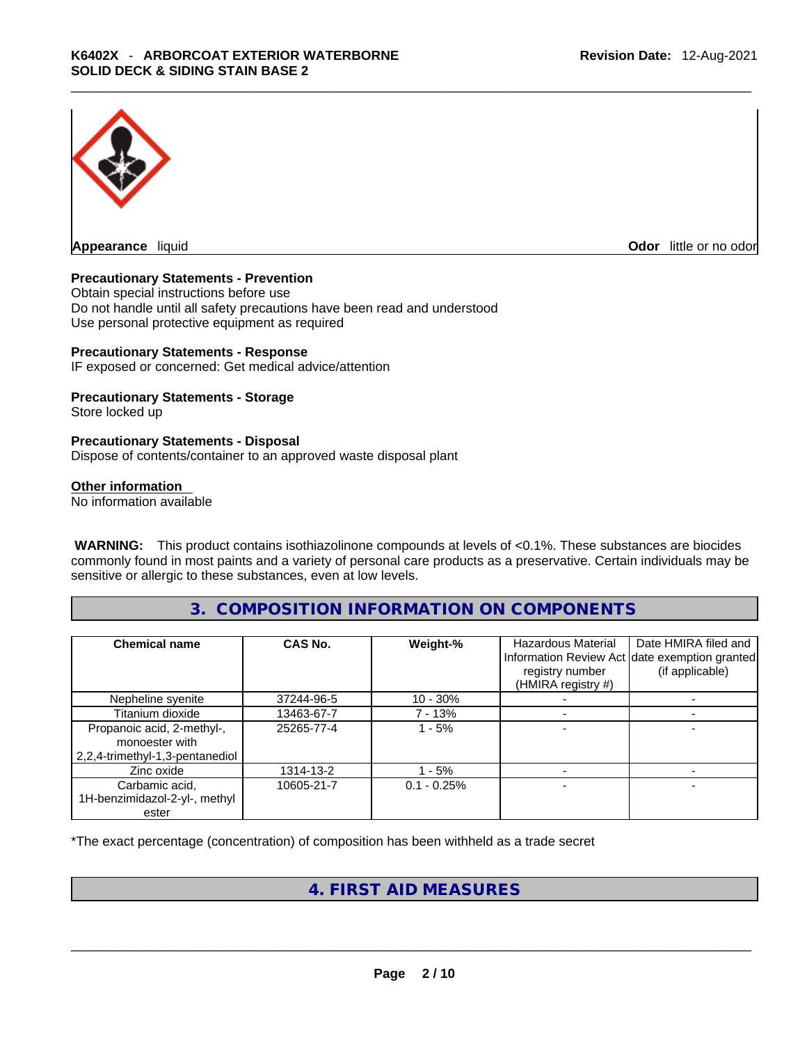**Appearance** liquid

**Odor** little or no odor

**Precautionary Statements - Prevention**

Obtain special instructions before use
Do not handle until all safety precautions have been read and understood
Use personal protective equipment as required

**Precautionary Statements - Response**

IF exposed or concerned: Get medical advice/attention

**Precautionary Statements - Storage**

Store locked up

**Precautionary Statements - Disposal**

Dispose of contents/container to an approved waste disposal plant

**Other information**

No information available

**WARNING:** This product contains isothiazolinone compounds at levels of <0.1%. These substances are biocides commonly found in most paints and a variety of personal care products as a preservative. Certain individuals may be sensitive or allergic to these substances, even at low levels.

## 3. COMPOSITION INFORMATION ON COMPONENTS

| Chemical name | CAS No. | Weight-% | Hazardous Material Information Review Act registry number (HMIRA registry #) | Date HMIRA filed and date exemption granted (if applicable) |
|---|---|---|---|---|
| Nepheline syenite | 37244-96-5 | 10 - 30% | - | - |
| Titanium dioxide | 13463-67-7 | 7 - 13% | - | - |
| Propanoic acid, 2-methyl-, monoester with 2,2,4-trimethyl-1,3-pentanediol | 25265-77-4 | 1 - 5% | - | - |
| Zinc oxide | 1314-13-2 | 1 - 5% | - | - |
| Carbamic acid, 1H-benzimidazol-2-yl-, methyl ester | 10605-21-7 | 0.1 - 0.25% | - | - |

*The exact percentage (concentration) of composition has been withheld as a trade secret

## 4. FIRST AID MEASURES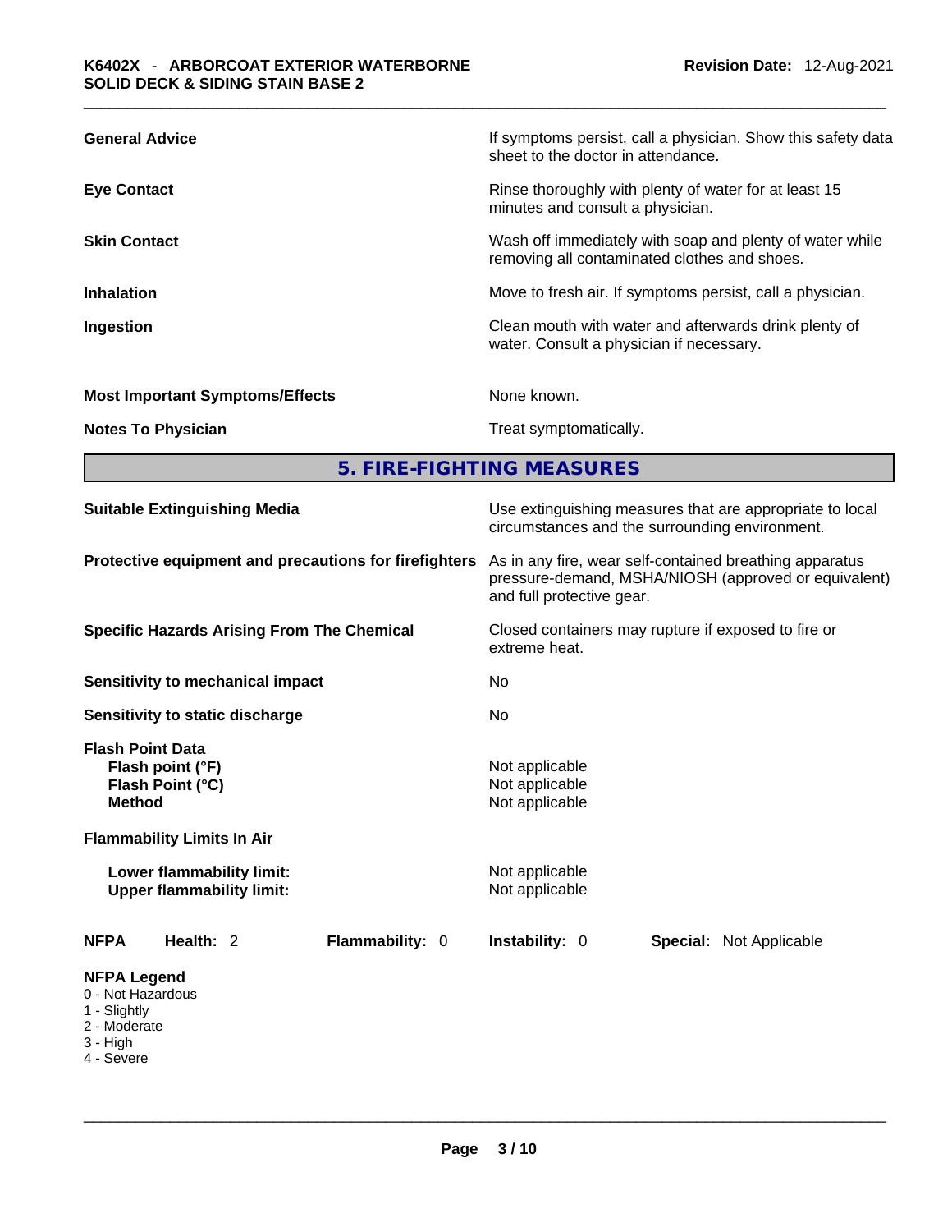| | |
|---|---|
| **General Advice** | If symptoms persist, call a physician. Show this safety data sheet to the doctor in attendance. |
| **Eye Contact** | Rinse thoroughly with plenty of water for at least 15 minutes and consult a physician. |
| **Skin Contact** | Wash off immediately with soap and plenty of water while removing all contaminated clothes and shoes. |
| **Inhalation** | Move to fresh air. If symptoms persist, call a physician. |
| **Ingestion** | Clean mouth with water and afterwards drink plenty of water. Consult a physician if necessary. |
| **Most Important Symptoms/Effects** | None known. |
| **Notes To Physician** | Treat symptomatically. |

## 5. FIRE-FIGHTING MEASURES

| | |
|---|---|
| **Suitable Extinguishing Media** | Use extinguishing measures that are appropriate to local circumstances and the surrounding environment. |
| **Protective equipment and precautions for firefighters** | As in any fire, wear self-contained breathing apparatus pressure-demand, MSHA/NIOSH (approved or equivalent) and full protective gear. |
| **Specific Hazards Arising From The Chemical** | Closed containers may rupture if exposed to fire or extreme heat. |
| **Sensitivity to mechanical impact** | No |
| **Sensitivity to static discharge** | No |

**Flash Point Data**

| | |
|---|---|
| **Flash point (°F)** | Not applicable |
| **Flash Point (°C)** | Not applicable |
| **Method** | Not applicable |

**Flammability Limits In Air**

| | |
|---|---|
| **Lower flammability limit:** | Not applicable |
| **Upper flammability limit:** | Not applicable |

**NFPA** **Health:** 2 **Flammability:** 0 **Instability:** 0 **Special:** Not Applicable

**NFPA Legend**
- 0 - Not Hazardous
- 1 - Slightly
- 2 - Moderate
- 3 - High
- 4 - Severe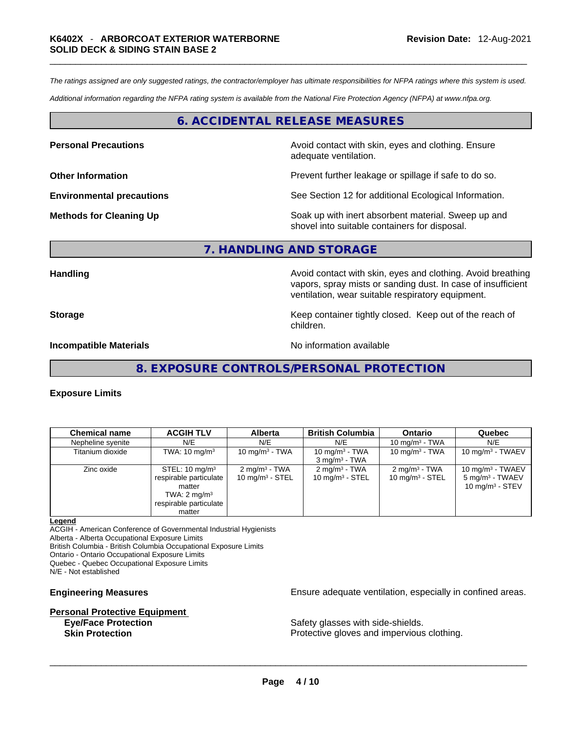*The ratings assigned are only suggested ratings, the contractor/employer has ultimate responsibilities for NFPA ratings where this system is used.*

*Additional information regarding the NFPA rating system is available from the National Fire Protection Agency (NFPA) at www.nfpa.org.*

## 6. ACCIDENTAL RELEASE MEASURES

**Personal Precautions** Avoid contact with skin, eyes and clothing. Ensure adequate ventilation.

**Other Information** Prevent further leakage or spillage if safe to do so.

**Environmental precautions** See Section 12 for additional Ecological Information.

**Methods for Cleaning Up** Soak up with inert absorbent material. Sweep up and shovel into suitable containers for disposal.

## 7. HANDLING AND STORAGE

**Handling** Avoid contact with skin, eyes and clothing. Avoid breathing vapors, spray mists or sanding dust. In case of insufficient ventilation, wear suitable respiratory equipment.

**Storage** Keep container tightly closed. Keep out of the reach of children.

**Incompatible Materials** No information available

## 8. EXPOSURE CONTROLS/PERSONAL PROTECTION

**Exposure Limits**

| Chemical name | ACGIH TLV | Alberta | British Columbia | Ontario | Quebec |
|---|---|---|---|---|---|
| Nepheline syenite | N/E | N/E | N/E | 10 mg/m³ - TWA | N/E |
| Titanium dioxide | TWA: 10 mg/m³ | 10 mg/m³ - TWA | 10 mg/m³ - TWA<br>3 mg/m³ - TWA | 10 mg/m³ - TWA | 10 mg/m³ - TWAEV |
| Zinc oxide | STEL: 10 mg/m³ respirable particulate matter<br>TWA: 2 mg/m³ respirable particulate matter | 2 mg/m³ - TWA<br>10 mg/m³ - STEL | 2 mg/m³ - TWA<br>10 mg/m³ - STEL | 2 mg/m³ - TWA<br>10 mg/m³ - STEL | 10 mg/m³ - TWAEV<br>5 mg/m³ - TWAEV<br>10 mg/m³ - STEV |

**Legend**
ACGIH - American Conference of Governmental Industrial Hygienists
Alberta - Alberta Occupational Exposure Limits
British Columbia - British Columbia Occupational Exposure Limits
Ontario - Ontario Occupational Exposure Limits
Quebec - Quebec Occupational Exposure Limits
N/E - Not established

**Engineering Measures** Ensure adequate ventilation, especially in confined areas.

**Personal Protective Equipment**

**Eye/Face Protection** Safety glasses with side-shields.

**Skin Protection** Protective gloves and impervious clothing.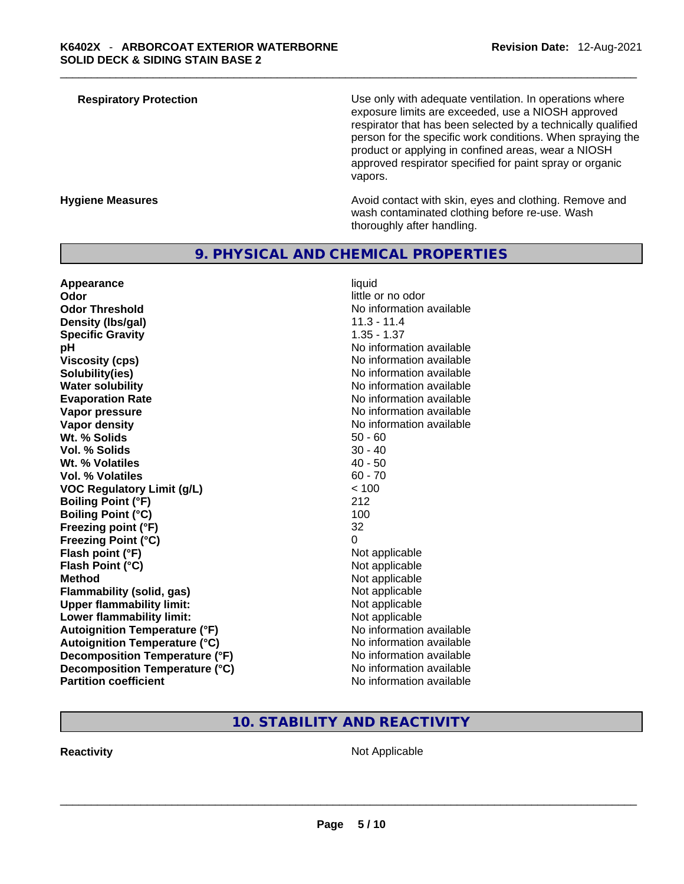**Respiratory Protection**

Use only with adequate ventilation. In operations where exposure limits are exceeded, use a NIOSH approved respirator that has been selected by a technically qualified person for the specific work conditions. When spraying the product or applying in confined areas, wear a NIOSH approved respirator specified for paint spray or organic vapors.

**Hygiene Measures**

Avoid contact with skin, eyes and clothing. Remove and wash contaminated clothing before re-use. Wash thoroughly after handling.

## 9. PHYSICAL AND CHEMICAL PROPERTIES

| | |
|---|---|
| **Appearance** | liquid |
| **Odor** | little or no odor |
| **Odor Threshold** | No information available |
| **Density (lbs/gal)** | 11.3 - 11.4 |
| **Specific Gravity** | 1.35 - 1.37 |
| **pH** | No information available |
| **Viscosity (cps)** | No information available |
| **Solubility(ies)** | No information available |
| **Water solubility** | No information available |
| **Evaporation Rate** | No information available |
| **Vapor pressure** | No information available |
| **Vapor density** | No information available |
| **Wt. % Solids** | 50 - 60 |
| **Vol. % Solids** | 30 - 40 |
| **Wt. % Volatiles** | 40 - 50 |
| **Vol. % Volatiles** | 60 - 70 |
| **VOC Regulatory Limit (g/L)** | < 100 |
| **Boiling Point (°F)** | 212 |
| **Boiling Point (°C)** | 100 |
| **Freezing point (°F)** | 32 |
| **Freezing Point (°C)** | 0 |
| **Flash point (°F)** | Not applicable |
| **Flash Point (°C)** | Not applicable |
| **Method** | Not applicable |
| **Flammability (solid, gas)** | Not applicable |
| **Upper flammability limit:** | Not applicable |
| **Lower flammability limit:** | Not applicable |
| **Autoignition Temperature (°F)** | No information available |
| **Autoignition Temperature (°C)** | No information available |
| **Decomposition Temperature (°F)** | No information available |
| **Decomposition Temperature (°C)** | No information available |
| **Partition coefficient** | No information available |

## 10. STABILITY AND REACTIVITY

**Reactivity** Not Applicable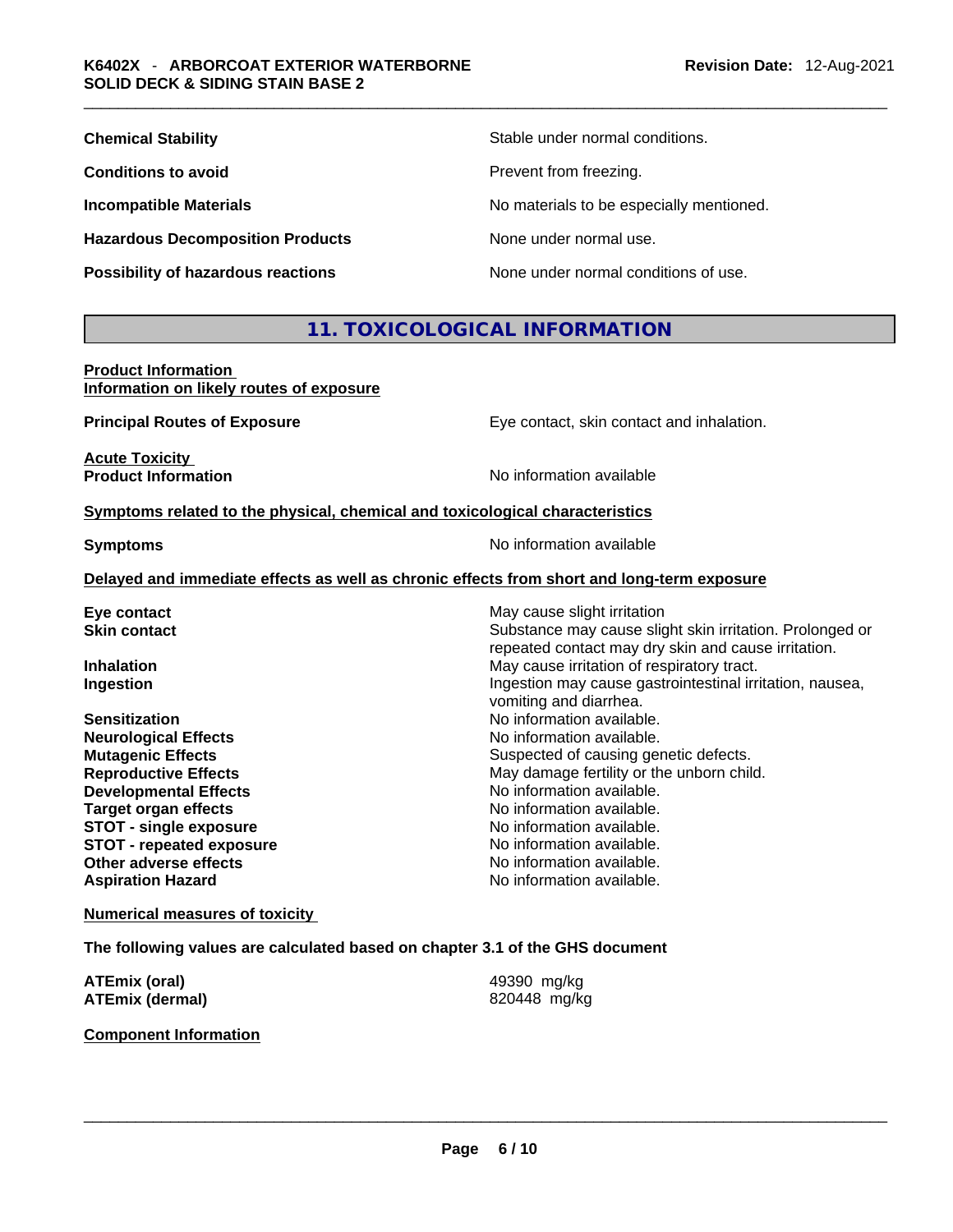| | |
|---|---|
| **Chemical Stability** | Stable under normal conditions. |
| **Conditions to avoid** | Prevent from freezing. |
| **Incompatible Materials** | No materials to be especially mentioned. |
| **Hazardous Decomposition Products** | None under normal use. |
| **Possibility of hazardous reactions** | None under normal conditions of use. |

## 11. TOXICOLOGICAL INFORMATION

**Product Information**
**Information on likely routes of exposure**

| | |
|---|---|
| **Principal Routes of Exposure** | Eye contact, skin contact and inhalation. |

**Acute Toxicity**

| | |
|---|---|
| **Product Information** | No information available |

**Symptoms related to the physical, chemical and toxicological characteristics**

| | |
|---|---|
| **Symptoms** | No information available |

**Delayed and immediate effects as well as chronic effects from short and long-term exposure**

| | |
|---|---|
| **Eye contact** | May cause slight irritation |
| **Skin contact** | Substance may cause slight skin irritation. Prolonged or repeated contact may dry skin and cause irritation. |
| **Inhalation** | May cause irritation of respiratory tract. |
| **Ingestion** | Ingestion may cause gastrointestinal irritation, nausea, vomiting and diarrhea. |
| **Sensitization** | No information available. |
| **Neurological Effects** | No information available. |
| **Mutagenic Effects** | Suspected of causing genetic defects. |
| **Reproductive Effects** | May damage fertility or the unborn child. |
| **Developmental Effects** | No information available. |
| **Target organ effects** | No information available. |
| **STOT - single exposure** | No information available. |
| **STOT - repeated exposure** | No information available. |
| **Other adverse effects** | No information available. |
| **Aspiration Hazard** | No information available. |

**Numerical measures of toxicity**

**The following values are calculated based on chapter 3.1 of the GHS document**

| | |
|---|---|
| **ATEmix (oral)** | 49390 mg/kg |
| **ATEmix (dermal)** | 820448 mg/kg |

**Component Information**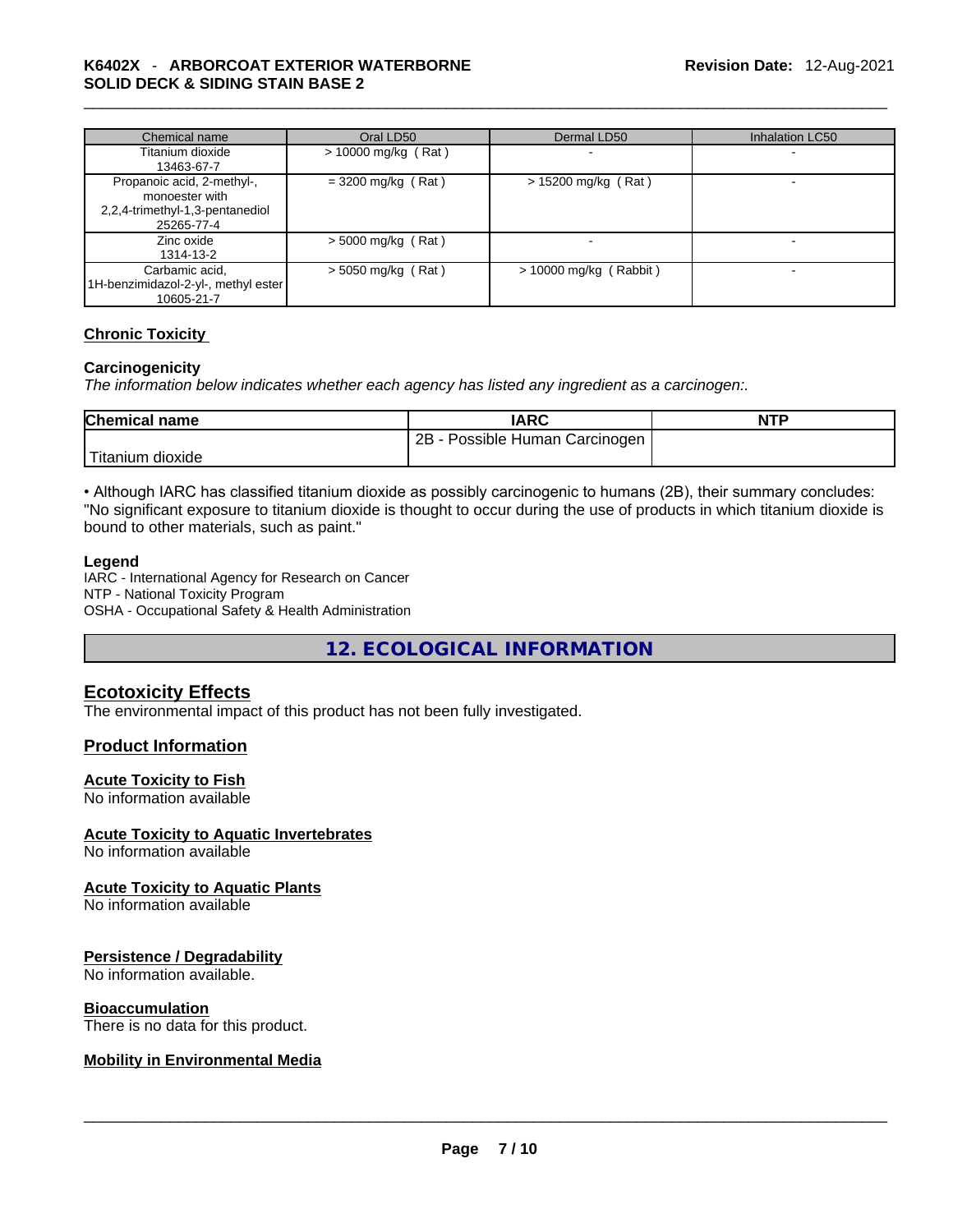| Chemical name | Oral LD50 | Dermal LD50 | Inhalation LC50 |
| --- | --- | --- | --- |
| Titanium dioxide 13463-67-7 | > 10000 mg/kg ( Rat ) | - | - |
| Propanoic acid, 2-methyl-, monoester with 2,2,4-trimethyl-1,3-pentanediol 25265-77-4 | = 3200 mg/kg ( Rat ) | > 15200 mg/kg ( Rat ) | - |
| Zinc oxide 1314-13-2 | > 5000 mg/kg ( Rat ) | - | - |
| Carbamic acid, 1H-benzimidazol-2-yl-, methyl ester 10605-21-7 | > 5050 mg/kg ( Rat ) | > 10000 mg/kg ( Rabbit ) | - |

## Chronic Toxicity

### Carcinogenicity

*The information below indicates whether each agency has listed any ingredient as a carcinogen:.*

| Chemical name | IARC | NTP |
| --- | --- | --- |
| Titanium dioxide | 2B - Possible Human Carcinogen | |

• Although IARC has classified titanium dioxide as possibly carcinogenic to humans (2B), their summary concludes: "No significant exposure to titanium dioxide is thought to occur during the use of products in which titanium dioxide is bound to other materials, such as paint."

**Legend**

IARC - International Agency for Research on Cancer
NTP - National Toxicity Program
OSHA - Occupational Safety & Health Administration

# 12. ECOLOGICAL INFORMATION

## Ecotoxicity Effects

The environmental impact of this product has not been fully investigated.

## Product Information

### Acute Toxicity to Fish

No information available

### Acute Toxicity to Aquatic Invertebrates

No information available

### Acute Toxicity to Aquatic Plants

No information available

### Persistence / Degradability

No information available.

### Bioaccumulation

There is no data for this product.

### Mobility in Environmental Media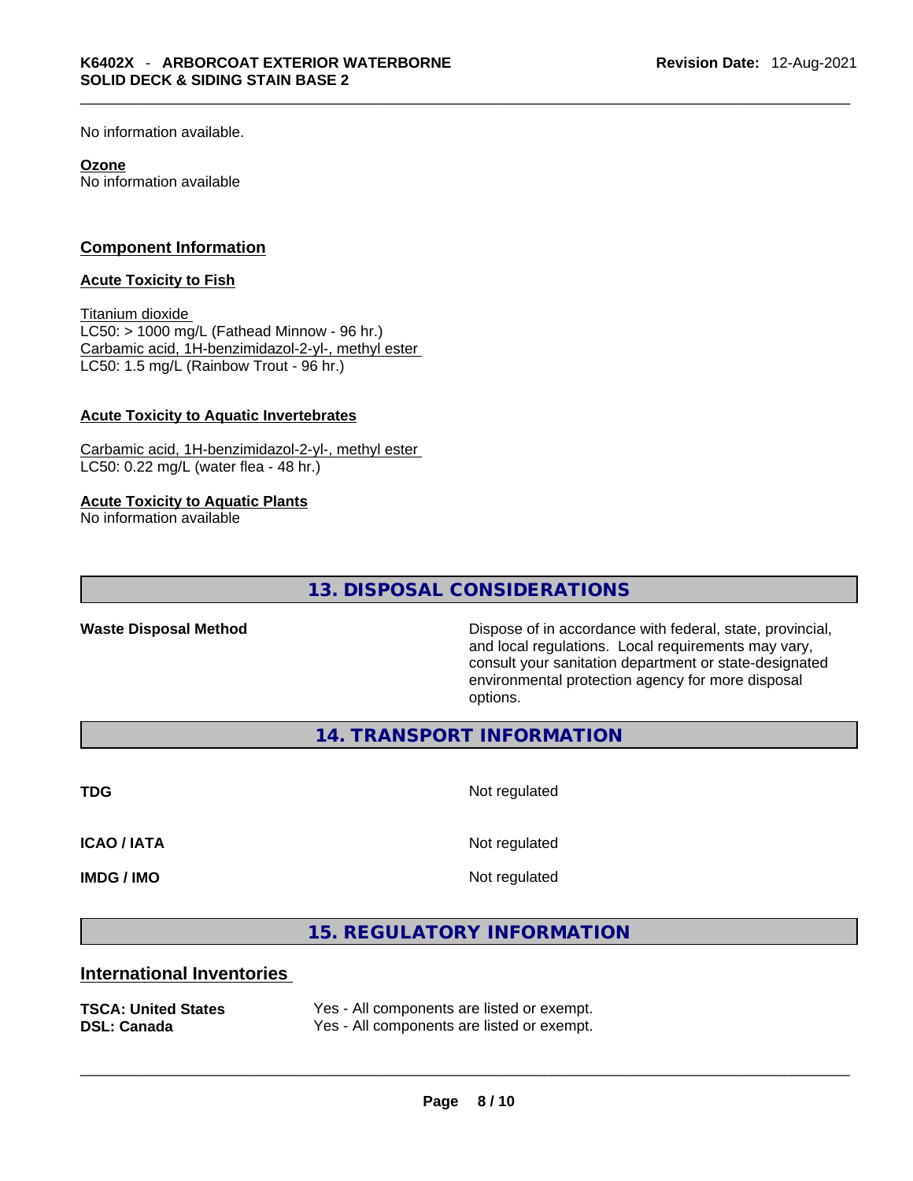No information available.

**Ozone**
No information available

## Component Information

**Acute Toxicity to Fish**

Titanium dioxide
LC50: > 1000 mg/L (Fathead Minnow - 96 hr.)
Carbamic acid, 1H-benzimidazol-2-yl-, methyl ester
LC50: 1.5 mg/L (Rainbow Trout - 96 hr.)

**Acute Toxicity to Aquatic Invertebrates**

Carbamic acid, 1H-benzimidazol-2-yl-, methyl ester
LC50: 0.22 mg/L (water flea - 48 hr.)

**Acute Toxicity to Aquatic Plants**
No information available

## 13. DISPOSAL CONSIDERATIONS

**Waste Disposal Method** — Dispose of in accordance with federal, state, provincial, and local regulations. Local requirements may vary, consult your sanitation department or state-designated environmental protection agency for more disposal options.

## 14. TRANSPORT INFORMATION

| | |
|---|---|
| **TDG** | Not regulated |
| **ICAO / IATA** | Not regulated |
| **IMDG / IMO** | Not regulated |

## 15. REGULATORY INFORMATION

### International Inventories

| | |
|---|---|
| **TSCA: United States** | Yes - All components are listed or exempt. |
| **DSL: Canada** | Yes - All components are listed or exempt. |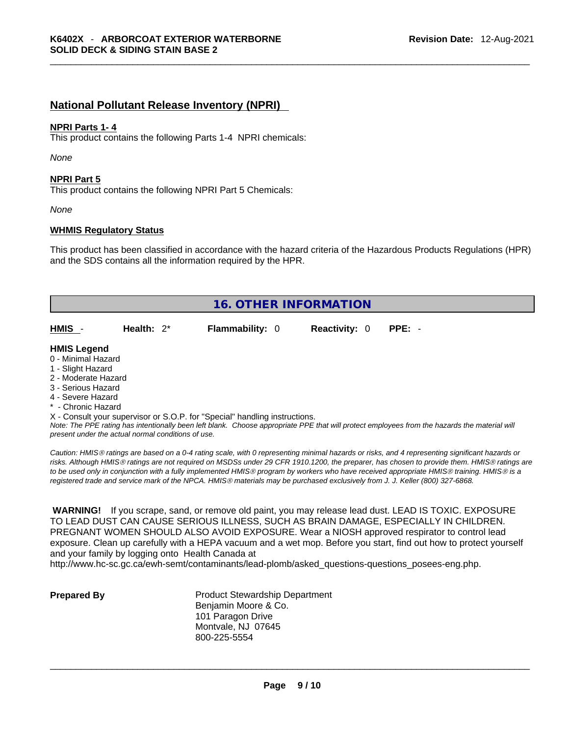## National Pollutant Release Inventory (NPRI)

**NPRI Parts 1- 4**

This product contains the following Parts 1-4 NPRI chemicals:

*None*

**NPRI Part 5**

This product contains the following NPRI Part 5 Chemicals:

*None*

**WHMIS Regulatory Status**

This product has been classified in accordance with the hazard criteria of the Hazardous Products Regulations (HPR) and the SDS contains all the information required by the HPR.

## 16. OTHER INFORMATION

**HMIS** - **Health:** 2* **Flammability:** 0 **Reactivity:** 0 **PPE:** -

**HMIS Legend**

0 - Minimal Hazard
1 - Slight Hazard
2 - Moderate Hazard
3 - Serious Hazard
4 - Severe Hazard
* - Chronic Hazard
X - Consult your supervisor or S.O.P. for "Special" handling instructions.

*Note: The PPE rating has intentionally been left blank. Choose appropriate PPE that will protect employees from the hazards the material will present under the actual normal conditions of use.*

*Caution: HMIS® ratings are based on a 0-4 rating scale, with 0 representing minimal hazards or risks, and 4 representing significant hazards or risks. Although HMIS® ratings are not required on MSDSs under 29 CFR 1910.1200, the preparer, has chosen to provide them. HMIS® ratings are to be used only in conjunction with a fully implemented HMIS® program by workers who have received appropriate HMIS® training. HMIS® is a registered trade and service mark of the NPCA. HMIS® materials may be purchased exclusively from J. J. Keller (800) 327-6868.*

**WARNING!** If you scrape, sand, or remove old paint, you may release lead dust. LEAD IS TOXIC. EXPOSURE TO LEAD DUST CAN CAUSE SERIOUS ILLNESS, SUCH AS BRAIN DAMAGE, ESPECIALLY IN CHILDREN. PREGNANT WOMEN SHOULD ALSO AVOID EXPOSURE. Wear a NIOSH approved respirator to control lead exposure. Clean up carefully with a HEPA vacuum and a wet mop. Before you start, find out how to protect yourself and your family by logging onto Health Canada at http://www.hc-sc.gc.ca/ewh-semt/contaminants/lead-plomb/asked_questions-questions_posees-eng.php.

**Prepared By**

Product Stewardship Department
Benjamin Moore & Co.
101 Paragon Drive
Montvale, NJ 07645
800-225-5554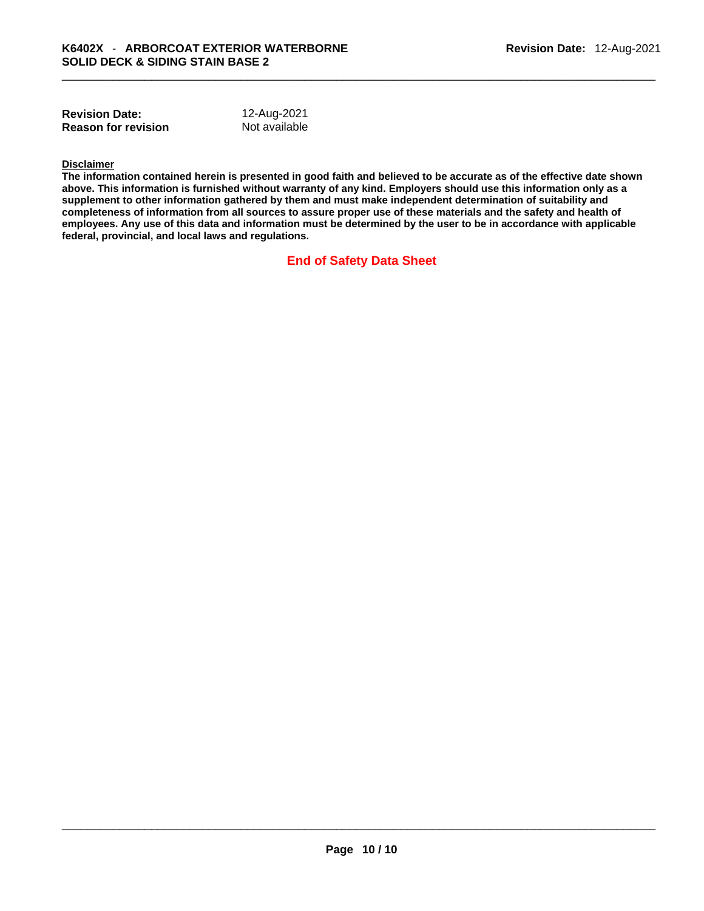**Revision Date:** 12-Aug-2021
**Reason for revision** Not available

**Disclaimer**

**The information contained herein is presented in good faith and believed to be accurate as of the effective date shown above. This information is furnished without warranty of any kind. Employers should use this information only as a supplement to other information gathered by them and must make independent determination of suitability and completeness of information from all sources to assure proper use of these materials and the safety and health of employees. Any use of this data and information must be determined by the user to be in accordance with applicable federal, provincial, and local laws and regulations.**

**End of Safety Data Sheet**